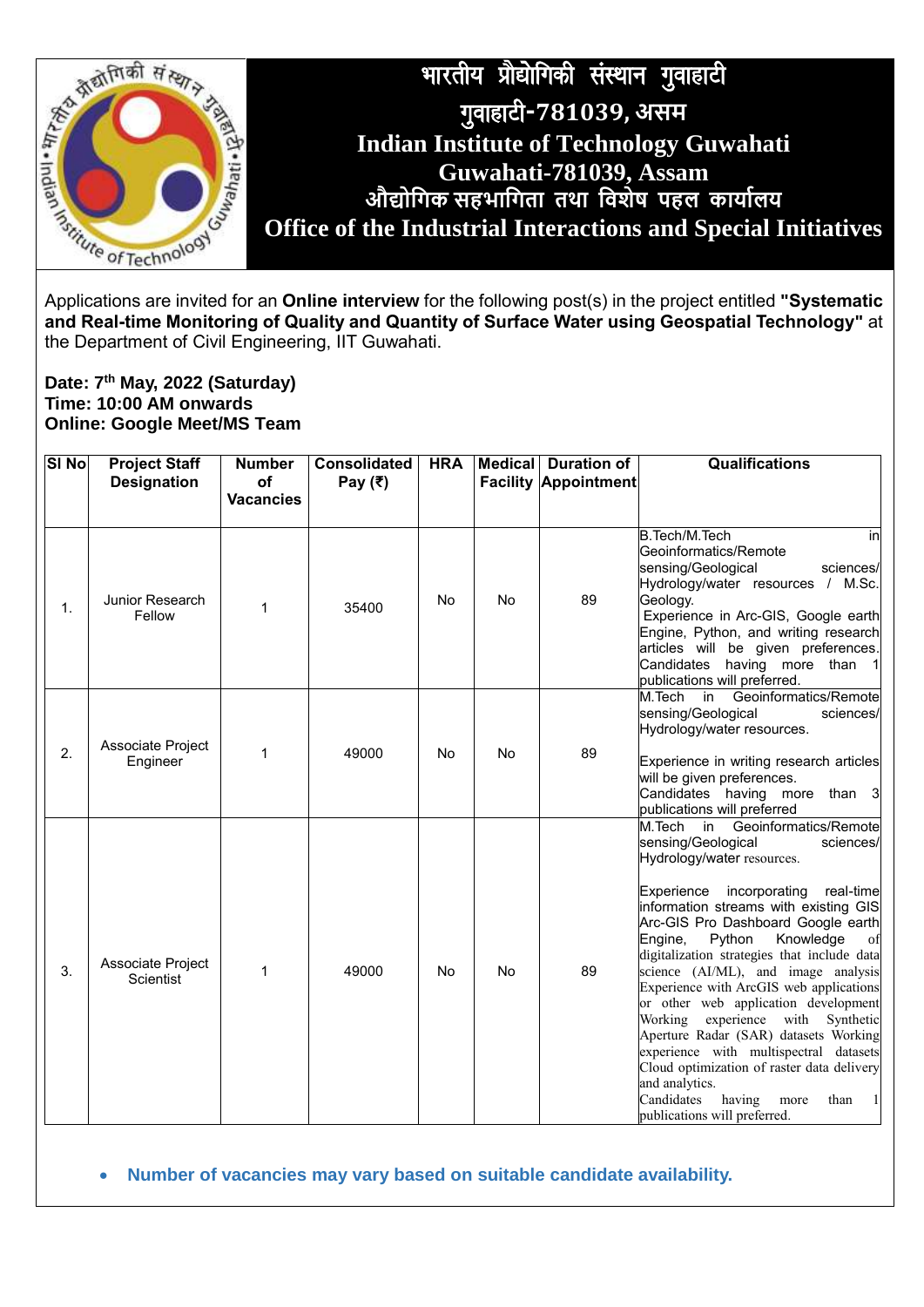# भारतीय प्रौद्योगिकी संस्थान गुवाहाटी
## गुवाहाटी-781039, असम
# Indian Institute of Technology Guwahati
## Guwahati-781039, Assam
## औद्योगिक सहभागिता तथा विशेष पहल कार्यालय
## Office of the Industrial Interactions and Special Initiatives

Applications are invited for an **Online interview** for the following post(s) in the project entitled **"Systematic and Real-time Monitoring of Quality and Quantity of Surface Water using Geospatial Technology"** at the Department of Civil Engineering, IIT Guwahati.

**Date: 7th May, 2022 (Saturday)**
**Time: 10:00 AM onwards**
**Online: Google Meet/MS Team**

| SI No | Project Staff Designation | Number of Vacancies | Consolidated Pay (₹) | HRA | Medical Facility | Duration of Appointment | Qualifications |
|---|---|---|---|---|---|---|---|
| 1. | Junior Research Fellow | 1 | 35400 | No | No | 89 | B.Tech/M.Tech in Geoinformatics/Remote sensing/Geological sciences/ Hydrology/water resources / M.Sc. Geology. Experience in Arc-GIS, Google earth Engine, Python, and writing research articles will be given preferences. Candidates having more than 1 publications will preferred. |
| 2. | Associate Project Engineer | 1 | 49000 | No | No | 89 | M.Tech in Geoinformatics/Remote sensing/Geological sciences/ Hydrology/water resources. Experience in writing research articles will be given preferences. Candidates having more than 3 publications will preferred |
| 3. | Associate Project Scientist | 1 | 49000 | No | No | 89 | M.Tech in Geoinformatics/Remote sensing/Geological sciences/ Hydrology/water resources. Experience incorporating real-time information streams with existing GIS Arc-GIS Pro Dashboard Google earth Engine, Python Knowledge of digitalization strategies that include data science (AI/ML), and image analysis Experience with ArcGIS web applications or other web application development Working experience with Synthetic Aperture Radar (SAR) datasets Working experience with multispectral datasets Cloud optimization of raster data delivery and analytics. Candidates having more than 1 publications will preferred. |

- **Number of vacancies may vary based on suitable candidate availability.**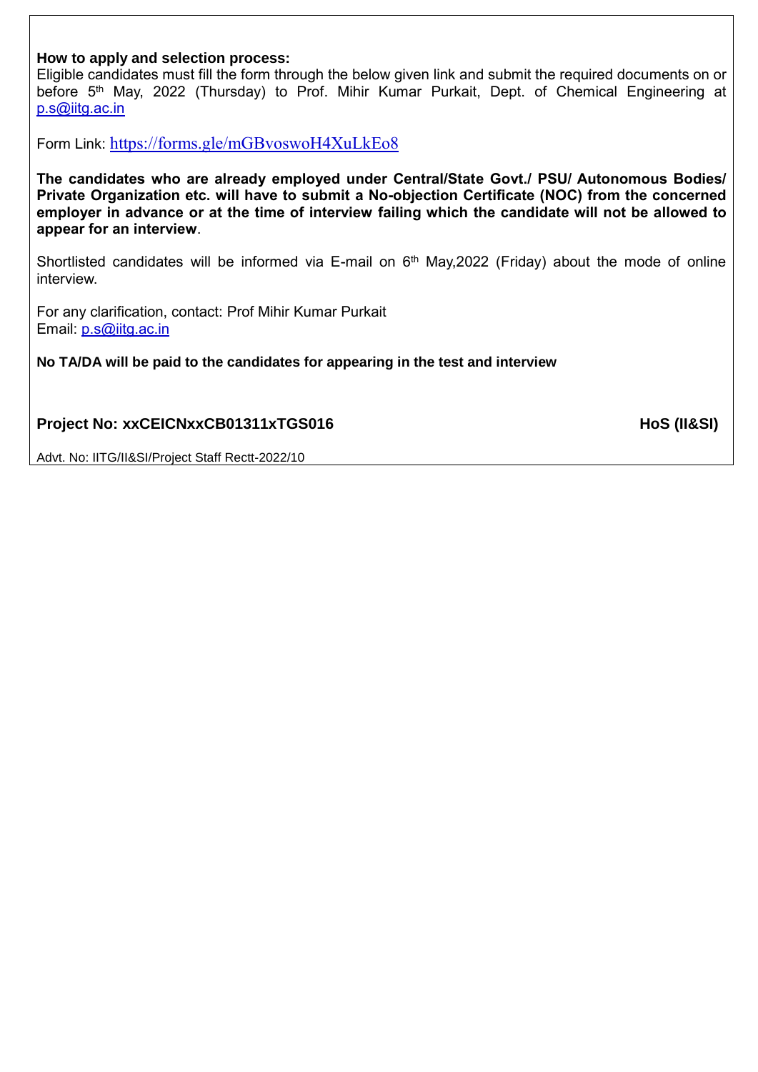**How to apply and selection process:**
Eligible candidates must fill the form through the below given link and submit the required documents on or before 5th May, 2022 (Thursday) to Prof. Mihir Kumar Purkait, Dept. of Chemical Engineering at p.s@iitg.ac.in

Form Link: https://forms.gle/mGBvoswoH4XuLkEo8

**The candidates who are already employed under Central/State Govt./ PSU/ Autonomous Bodies/ Private Organization etc. will have to submit a No-objection Certificate (NOC) from the concerned employer in advance or at the time of interview failing which the candidate will not be allowed to appear for an interview**.

Shortlisted candidates will be informed via E-mail on 6th May,2022 (Friday) about the mode of online interview.

For any clarification, contact: Prof Mihir Kumar Purkait
Email: p.s@iitg.ac.in

**No TA/DA will be paid to the candidates for appearing in the test and interview**

**Project No: xxCEICNxxCB01311xTGS016** **HoS (II&SI)**

Advt. No: IITG/II&SI/Project Staff Rectt-2022/10